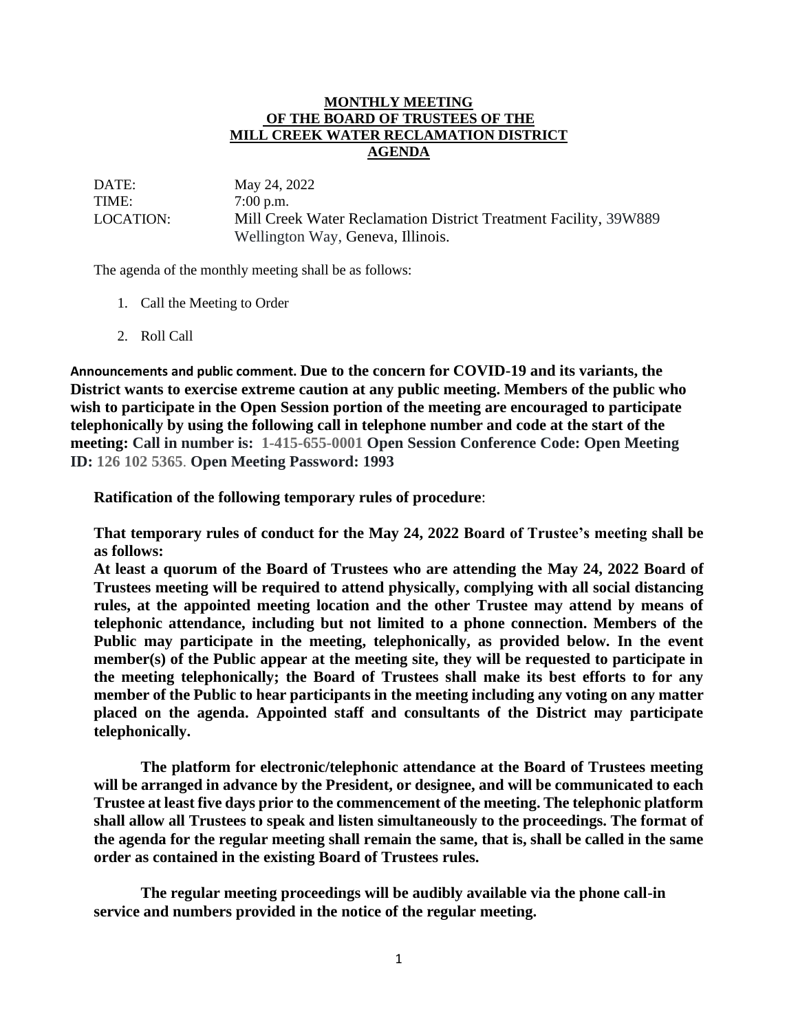**MONTHLY MEETING**
**OF THE BOARD OF TRUSTEES OF THE**
**MILL CREEK WATER RECLAMATION DISTRICT**
**AGENDA**

| | |
|---|---|
| DATE: | May 24, 2022 |
| TIME: | 7:00 p.m. |
| LOCATION: | Mill Creek Water Reclamation District Treatment Facility, 39W889 Wellington Way, Geneva, Illinois. |

The agenda of the monthly meeting shall be as follows:

1. Call the Meeting to Order
2. Roll Call

**Announcements and public comment. Due to the concern for COVID-19 and its variants, the District wants to exercise extreme caution at any public meeting. Members of the public who wish to participate in the Open Session portion of the meeting are encouraged to participate telephonically by using the following call in telephone number and code at the start of the meeting: Call in number is: 1-415-655-0001 Open Session Conference Code: Open Meeting ID: 126 102 5365. Open Meeting Password: 1993**

**Ratification of the following temporary rules of procedure**:

**That temporary rules of conduct for the May 24, 2022 Board of Trustee's meeting shall be as follows:**
**At least a quorum of the Board of Trustees who are attending the May 24, 2022 Board of Trustees meeting will be required to attend physically, complying with all social distancing rules, at the appointed meeting location and the other Trustee may attend by means of telephonic attendance, including but not limited to a phone connection. Members of the Public may participate in the meeting, telephonically, as provided below. In the event member(s) of the Public appear at the meeting site, they will be requested to participate in the meeting telephonically; the Board of Trustees shall make its best efforts to for any member of the Public to hear participants in the meeting including any voting on any matter placed on the agenda. Appointed staff and consultants of the District may participate telephonically.**

**The platform for electronic/telephonic attendance at the Board of Trustees meeting will be arranged in advance by the President, or designee, and will be communicated to each Trustee at least five days prior to the commencement of the meeting. The telephonic platform shall allow all Trustees to speak and listen simultaneously to the proceedings. The format of the agenda for the regular meeting shall remain the same, that is, shall be called in the same order as contained in the existing Board of Trustees rules.**

**The regular meeting proceedings will be audibly available via the phone call-in service and numbers provided in the notice of the regular meeting.**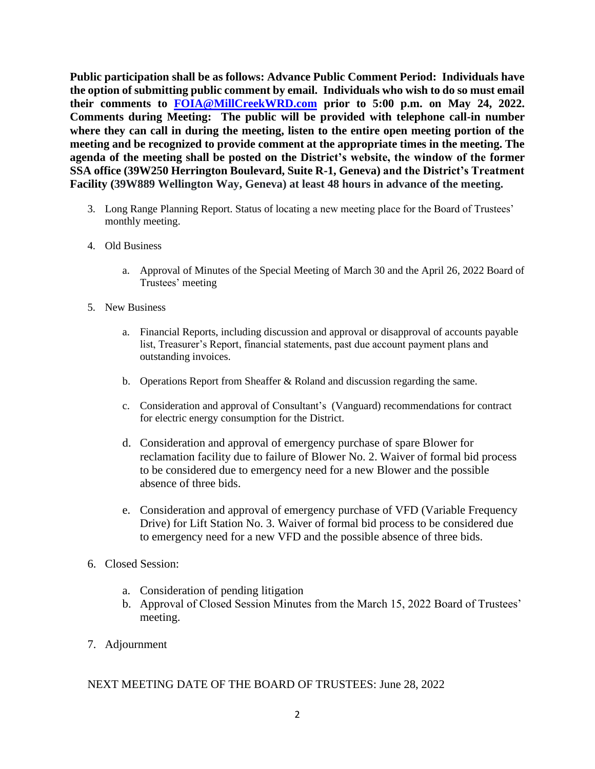**Public participation shall be as follows: Advance Public Comment Period: Individuals have the option of submitting public comment by email. Individuals who wish to do so must email their comments to [FOIA@MillCreekWRD.com](mailto:FOIA@MillCreekWRD.com) prior to 5:00 p.m. on May 24, 2022. Comments during Meeting: The public will be provided with telephone call-in number where they can call in during the meeting, listen to the entire open meeting portion of the meeting and be recognized to provide comment at the appropriate times in the meeting. The agenda of the meeting shall be posted on the District's website, the window of the former SSA office (39W250 Herrington Boulevard, Suite R-1, Geneva) and the District's Treatment Facility (39W889 Wellington Way, Geneva) at least 48 hours in advance of the meeting.**

3. Long Range Planning Report. Status of locating a new meeting place for the Board of Trustees' monthly meeting.

4. Old Business

   a. Approval of Minutes of the Special Meeting of March 30 and the April 26, 2022 Board of Trustees' meeting

5. New Business

   a. Financial Reports, including discussion and approval or disapproval of accounts payable list, Treasurer's Report, financial statements, past due account payment plans and outstanding invoices.

   b. Operations Report from Sheaffer & Roland and discussion regarding the same.

   c. Consideration and approval of Consultant's (Vanguard) recommendations for contract for electric energy consumption for the District.

   d. Consideration and approval of emergency purchase of spare Blower for reclamation facility due to failure of Blower No. 2. Waiver of formal bid process to be considered due to emergency need for a new Blower and the possible absence of three bids.

   e. Consideration and approval of emergency purchase of VFD (Variable Frequency Drive) for Lift Station No. 3. Waiver of formal bid process to be considered due to emergency need for a new VFD and the possible absence of three bids.

6. Closed Session:

   a. Consideration of pending litigation
   b. Approval of Closed Session Minutes from the March 15, 2022 Board of Trustees' meeting.

7. Adjournment

NEXT MEETING DATE OF THE BOARD OF TRUSTEES: June 28, 2022